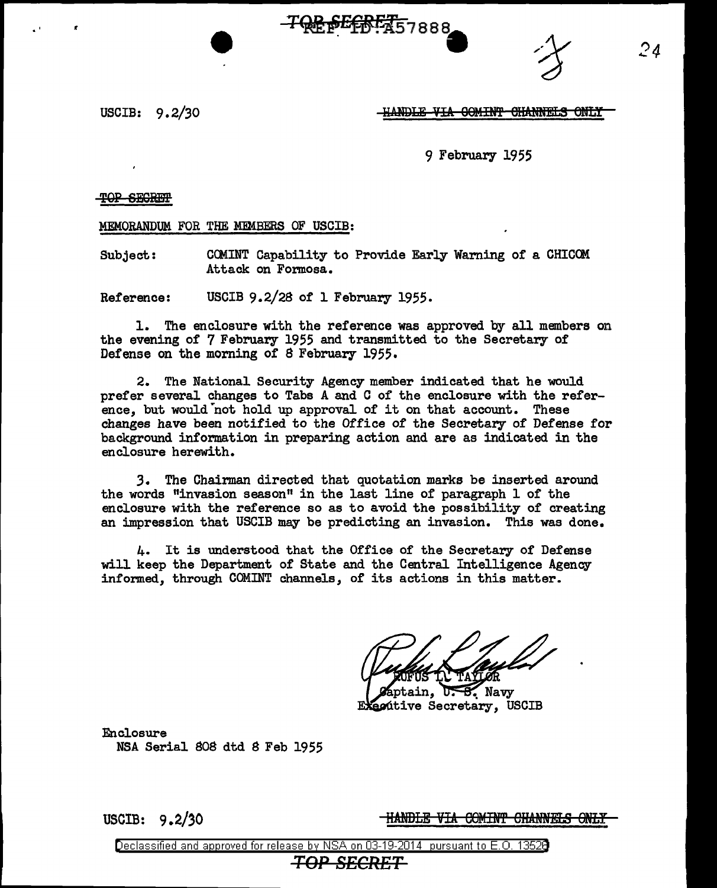USCIB: 9.2/30

~~HANDLE VIA COMINT CHANNELS ONLY~~

9 February 1955

~~TOP SECRET~~

MEMORANDUM FOR THE MEMBERS OF USCIB:

Subject: COMINT Capability to Provide Early Warning of a CHICOM Attack on Formosa.

Reference: USCIB 9.2/28 of 1 February 1955.

1. The enclosure with the reference was approved by all members on the evening of 7 February 1955 and transmitted to the Secretary of Defense on the morning of 8 February 1955.

2. The National Security Agency member indicated that he would prefer several changes to Tabs A and C of the enclosure with the reference, but would not hold up approval of it on that account. These changes have been notified to the Office of the Secretary of Defense for background information in preparing action and are as indicated in the enclosure herewith.

3. The Chairman directed that quotation marks be inserted around the words "invasion season" in the last line of paragraph 1 of the enclosure with the reference so as to avoid the possibility of creating an impression that USCIB may be predicting an invasion. This was done.

4. It is understood that the Office of the Secretary of Defense will keep the Department of State and the Central Intelligence Agency informed, through COMINT channels, of its actions in this matter.

RUFUS L. TAYLOR
Captain, U. S. Navy
Executive Secretary, USCIB

Enclosure
NSA Serial 808 dtd 8 Feb 1955

USCIB: 9.2/30

~~HANDLE VIA COMINT CHANNELS ONLY~~

Declassified and approved for release by NSA on 03-19-2014 pursuant to E.O. 13526

~~TOP SECRET~~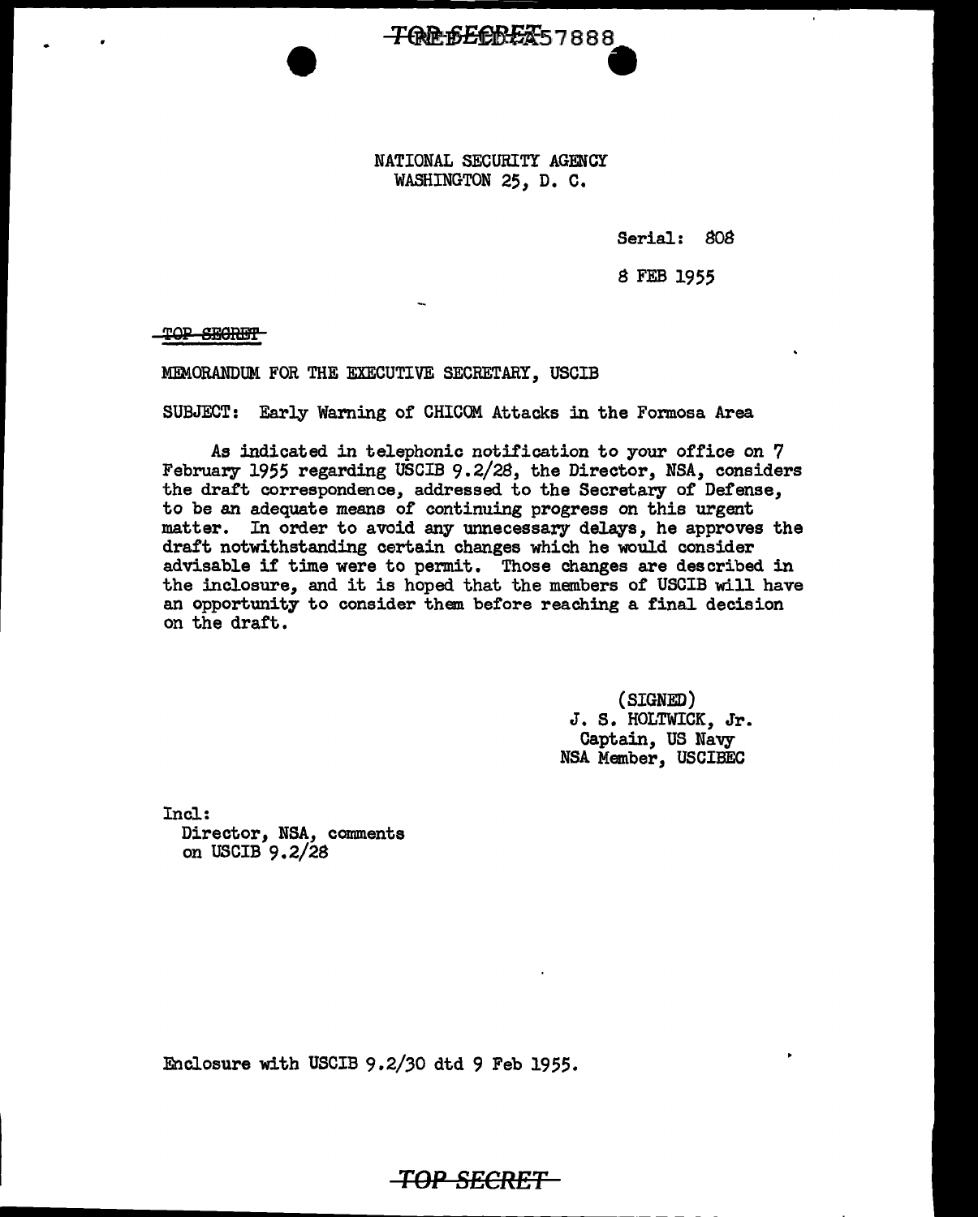NATIONAL SECURITY AGENCY
WASHINGTON 25, D. C.

Serial: 808

8 FEB 1955

~~TOP SECRET~~

MEMORANDUM FOR THE EXECUTIVE SECRETARY, USCIB

SUBJECT: Early Warning of CHICOM Attacks in the Formosa Area

As indicated in telephonic notification to your office on 7 February 1955 regarding USCIB 9.2/28, the Director, NSA, considers the draft correspondence, addressed to the Secretary of Defense, to be an adequate means of continuing progress on this urgent matter. In order to avoid any unnecessary delays, he approves the draft notwithstanding certain changes which he would consider advisable if time were to permit. Those changes are described in the inclosure, and it is hoped that the members of USCIB will have an opportunity to consider them before reaching a final decision on the draft.

(SIGNED)
J. S. HOLTWICK, Jr.
Captain, US Navy
NSA Member, USCIBEC

Incl:
Director, NSA, comments on USCIB 9.2/28

Enclosure with USCIB 9.2/30 dtd 9 Feb 1955.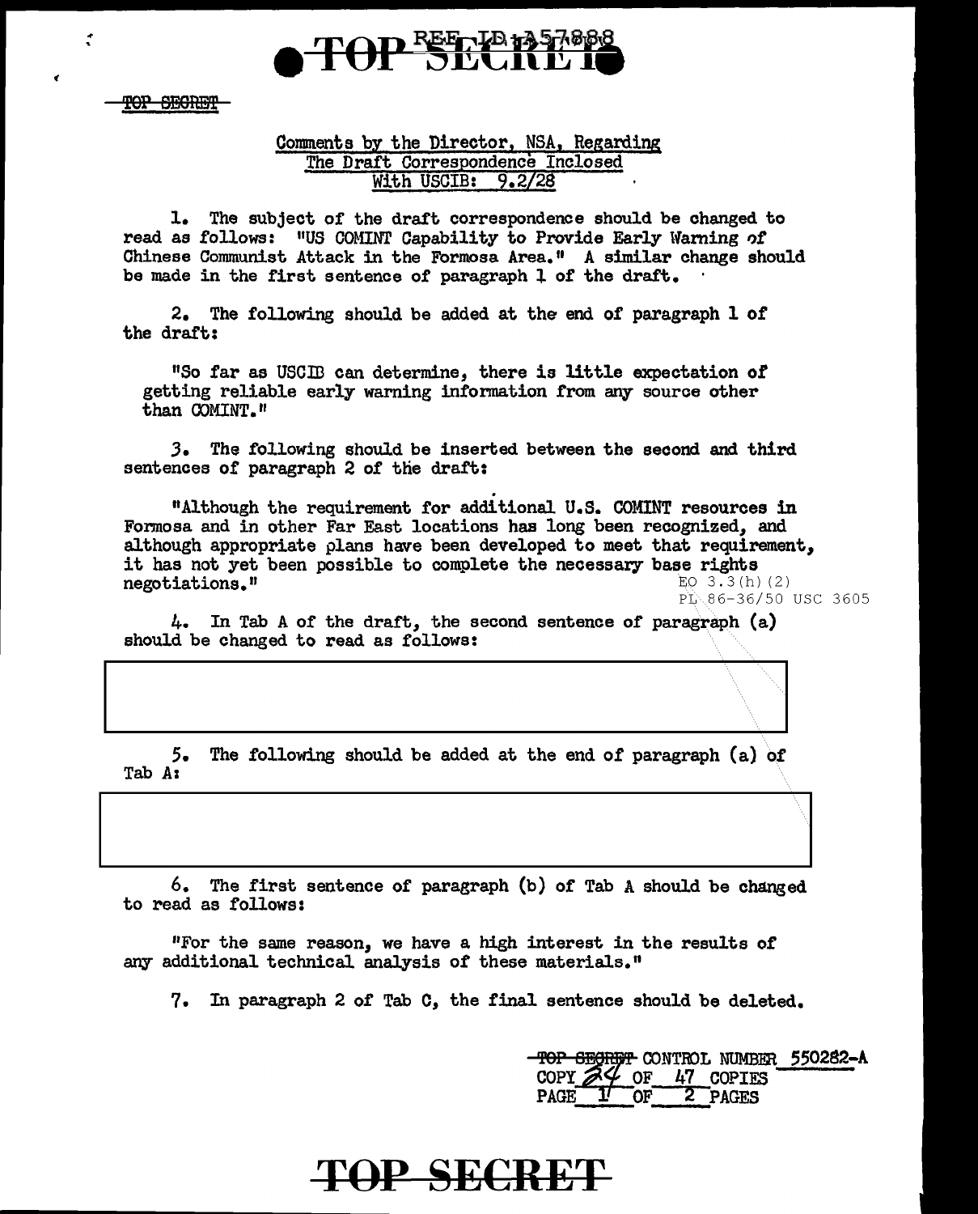TOP SECRET

## Comments by the Director, NSA, Regarding The Draft Correspondence Inclosed With USCIB: 9.2/28

1. The subject of the draft correspondence should be changed to read as follows: "US COMINT Capability to Provide Early Warning of Chinese Communist Attack in the Formosa Area." A similar change should be made in the first sentence of paragraph 1 of the draft.

2. The following should be added at the end of paragraph 1 of the draft:

"So far as USCIB can determine, there is little expectation of getting reliable early warning information from any source other than COMINT."

3. The following should be inserted between the second and third sentences of paragraph 2 of the draft:

"Although the requirement for additional U.S. COMINT resources in Formosa and in other Far East locations has long been recognized, and although appropriate plans have been developed to meet that requirement, it has not yet been possible to complete the necessary base rights negotiations."

EO 3.3(h)(2)
PL 86-36/50 USC 3605

4. In Tab A of the draft, the second sentence of paragraph (a) should be changed to read as follows:

[REDACTED]

5. The following should be added at the end of paragraph (a) of Tab A:

[REDACTED]

6. The first sentence of paragraph (b) of Tab A should be changed to read as follows:

"For the same reason, we have a high interest in the results of any additional technical analysis of these materials."

7. In paragraph 2 of Tab C, the final sentence should be deleted.

TOP SECRET CONTROL NUMBER 550282-A
COPY 24 OF 47 COPIES
PAGE 1 OF 2 PAGES

TOP SECRET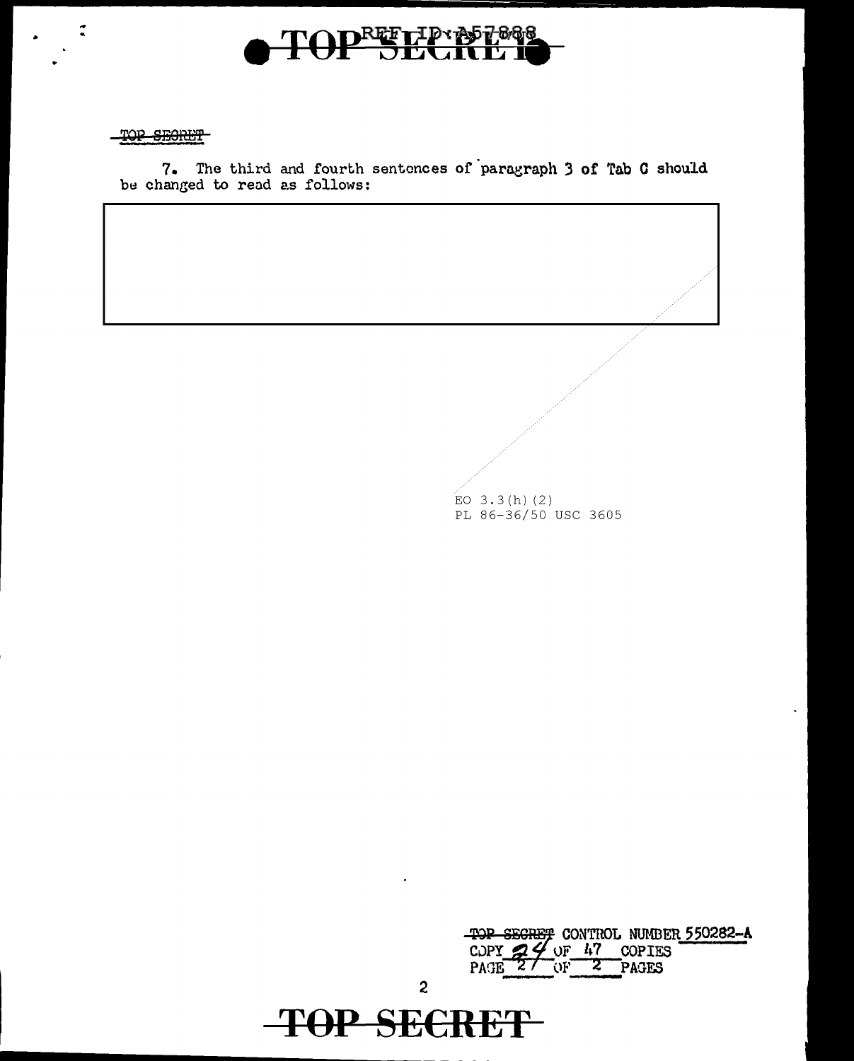TOP SECRET

7. The third and fourth sentences of paragraph 3 of Tab C should be changed to read as follows:

EO 3.3(h)(2)
PL 86-36/50 USC 3605

TOP SECRET CONTROL NUMBER 550282-A
COPY 24 OF 47 COPIES
PAGE 2 OF 2 PAGES